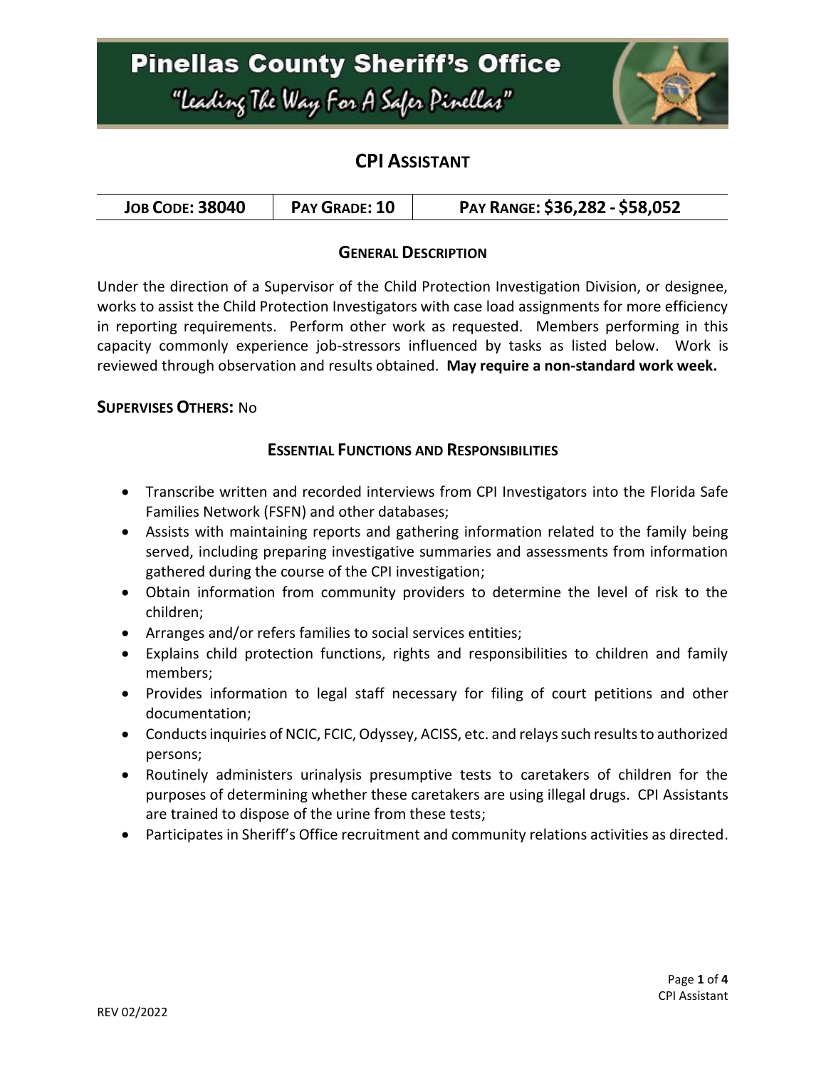# Pinellas County Sheriff's Office

"Leading The Way For A Safer Pinellas"

## CPI Assistant

| Job Code: 38040 | Pay Grade: 10 | Pay Range: $36,282 - $58,052 |
|---|---|---|

### General Description

Under the direction of a Supervisor of the Child Protection Investigation Division, or designee, works to assist the Child Protection Investigators with case load assignments for more efficiency in reporting requirements. Perform other work as requested. Members performing in this capacity commonly experience job-stressors influenced by tasks as listed below. Work is reviewed through observation and results obtained. **May require a non-standard work week.**

**Supervises Others:** No

### Essential Functions and Responsibilities

- Transcribe written and recorded interviews from CPI Investigators into the Florida Safe Families Network (FSFN) and other databases;
- Assists with maintaining reports and gathering information related to the family being served, including preparing investigative summaries and assessments from information gathered during the course of the CPI investigation;
- Obtain information from community providers to determine the level of risk to the children;
- Arranges and/or refers families to social services entities;
- Explains child protection functions, rights and responsibilities to children and family members;
- Provides information to legal staff necessary for filing of court petitions and other documentation;
- Conducts inquiries of NCIC, FCIC, Odyssey, ACISS, etc. and relays such results to authorized persons;
- Routinely administers urinalysis presumptive tests to caretakers of children for the purposes of determining whether these caretakers are using illegal drugs. CPI Assistants are trained to dispose of the urine from these tests;
- Participates in Sheriff's Office recruitment and community relations activities as directed.

REV 02/2022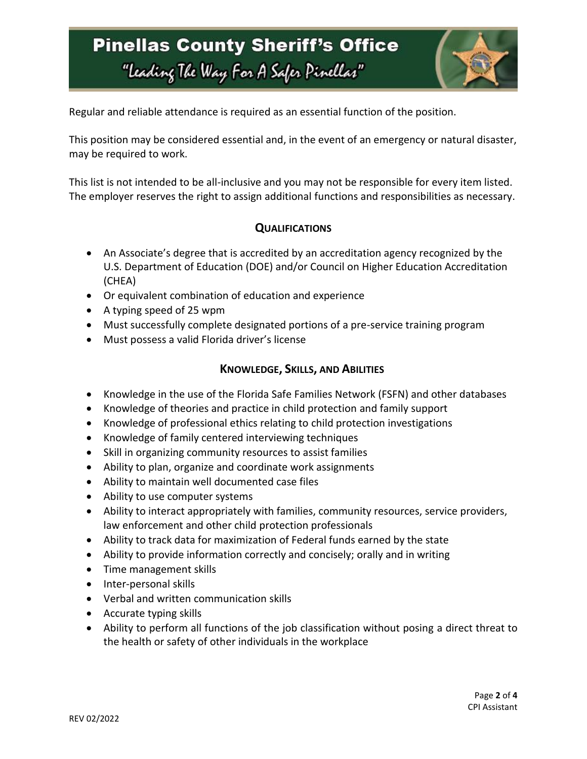Regular and reliable attendance is required as an essential function of the position.

This position may be considered essential and, in the event of an emergency or natural disaster, may be required to work.

This list is not intended to be all-inclusive and you may not be responsible for every item listed. The employer reserves the right to assign additional functions and responsibilities as necessary.

## Qualifications

- An Associate's degree that is accredited by an accreditation agency recognized by the U.S. Department of Education (DOE) and/or Council on Higher Education Accreditation (CHEA)
- Or equivalent combination of education and experience
- A typing speed of 25 wpm
- Must successfully complete designated portions of a pre-service training program
- Must possess a valid Florida driver's license

## Knowledge, Skills, and Abilities

- Knowledge in the use of the Florida Safe Families Network (FSFN) and other databases
- Knowledge of theories and practice in child protection and family support
- Knowledge of professional ethics relating to child protection investigations
- Knowledge of family centered interviewing techniques
- Skill in organizing community resources to assist families
- Ability to plan, organize and coordinate work assignments
- Ability to maintain well documented case files
- Ability to use computer systems
- Ability to interact appropriately with families, community resources, service providers, law enforcement and other child protection professionals
- Ability to track data for maximization of Federal funds earned by the state
- Ability to provide information correctly and concisely; orally and in writing
- Time management skills
- Inter-personal skills
- Verbal and written communication skills
- Accurate typing skills
- Ability to perform all functions of the job classification without posing a direct threat to the health or safety of other individuals in the workplace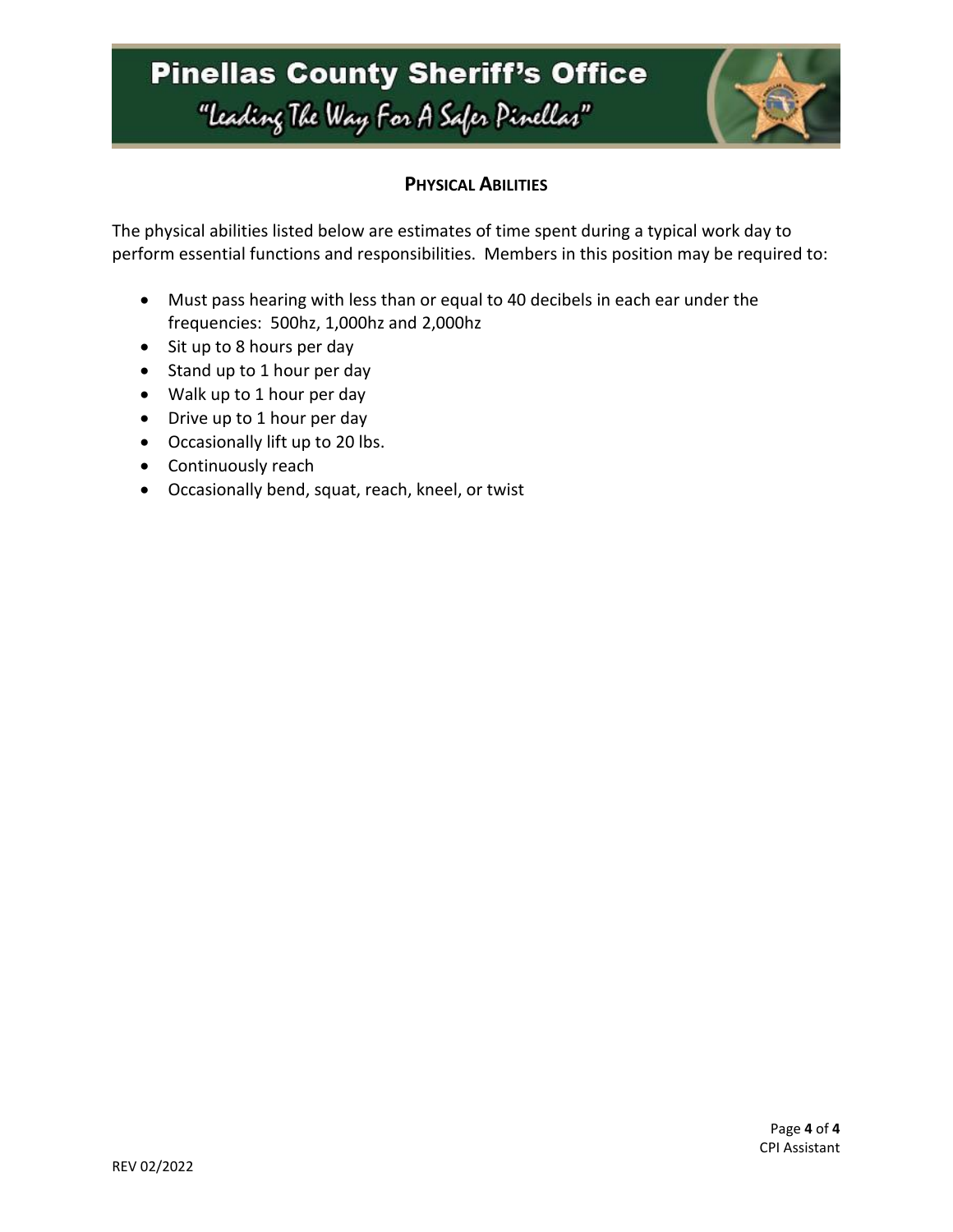## Physical Abilities

The physical abilities listed below are estimates of time spent during a typical work day to perform essential functions and responsibilities. Members in this position may be required to:

- Must pass hearing with less than or equal to 40 decibels in each ear under the frequencies: 500hz, 1,000hz and 2,000hz
- Sit up to 8 hours per day
- Stand up to 1 hour per day
- Walk up to 1 hour per day
- Drive up to 1 hour per day
- Occasionally lift up to 20 lbs.
- Continuously reach
- Occasionally bend, squat, reach, kneel, or twist